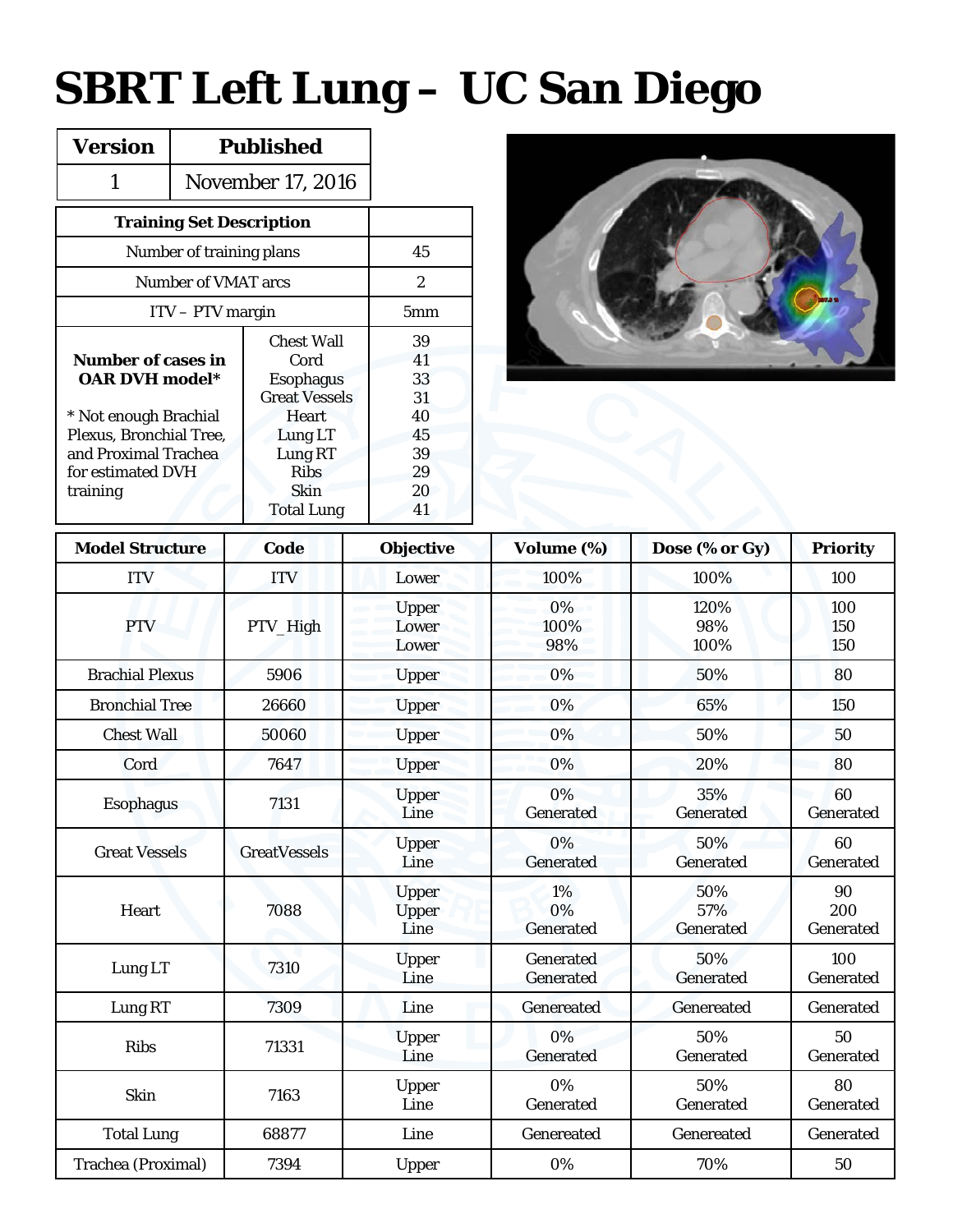# SBRT Left Lung – UC San Diego

| Version | Published |
|---|---|
| 1 | November 17, 2016 |

| Training Set Description | | |
|---|---|---|
| Number of training plans | | 45 |
| Number of VMAT arcs | | 2 |
| ITV – PTV margin | | 5mm |
| **Number of cases in OAR DVH model*** | Chest Wall | 39 |
| | Cord | 41 |
| | Esophagus | 33 |
| | Great Vessels | 31 |
| * Not enough Brachial Plexus, Bronchial Tree, and Proximal Trachea for estimated DVH training | Heart | 40 |
| | Lung LT | 45 |
| | Lung RT | 39 |
| | Ribs | 29 |
| | Skin | 20 |
| | Total Lung | 41 |

| Model Structure | Code | Objective | Volume (%) | Dose (% or Gy) | Priority |
|---|---|---|---|---|---|
| ITV | ITV | Lower | 100% | 100% | 100 |
| PTV | PTV_High | Upper<br>Lower<br>Lower | 0%<br>100%<br>98% | 120%<br>98%<br>100% | 100<br>150<br>150 |
| Brachial Plexus | 5906 | Upper | 0% | 50% | 80 |
| Bronchial Tree | 26660 | Upper | 0% | 65% | 150 |
| Chest Wall | 50060 | Upper | 0% | 50% | 50 |
| Cord | 7647 | Upper | 0% | 20% | 80 |
| Esophagus | 7131 | Upper<br>Line | 0%<br>Generated | 35%<br>Generated | 60<br>Generated |
| Great Vessels | GreatVessels | Upper<br>Line | 0%<br>Generated | 50%<br>Generated | 60<br>Generated |
| Heart | 7088 | Upper<br>Upper<br>Line | 1%<br>0%<br>Generated | 50%<br>57%<br>Generated | 90<br>200<br>Generated |
| Lung LT | 7310 | Upper<br>Line | Generated<br>Generated | 50%<br>Generated | 100<br>Generated |
| Lung RT | 7309 | Line | Genereated | Genereated | Generated |
| Ribs | 71331 | Upper<br>Line | 0%<br>Generated | 50%<br>Generated | 50<br>Generated |
| Skin | 7163 | Upper<br>Line | 0%<br>Generated | 50%<br>Generated | 80<br>Generated |
| Total Lung | 68877 | Line | Genereated | Genereated | Generated |
| Trachea (Proximal) | 7394 | Upper | 0% | 70% | 50 |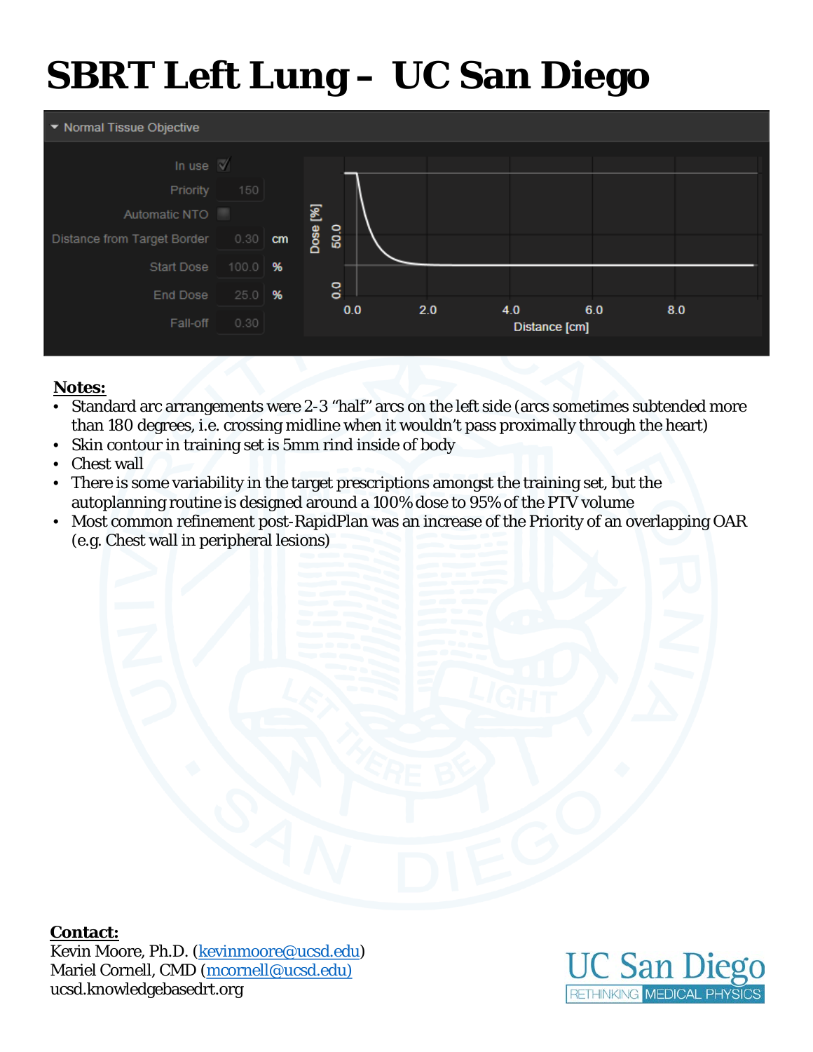# SBRT Left Lung – UC San Diego

Normal Tissue Objective

In use ☑
Priority 150
Automatic NTO
Distance from Target Border 0.30 cm
Start Dose 100.0 %
End Dose 25.0 %
Fall-off 0.30

Dose [%]
0.0
50.0
0.0
2.0
4.0
6.0
8.0
Distance [cm]

**Notes:**

- Standard arc arrangements were 2-3 "half" arcs on the left side (arcs sometimes subtended more than 180 degrees, i.e. crossing midline when it wouldn't pass proximally through the heart)
- Skin contour in training set is 5mm rind inside of body
- Chest wall
- There is some variability in the target prescriptions amongst the training set, but the autoplanning routine is designed around a 100% dose to 95% of the PTV volume
- Most common refinement post-RapidPlan was an increase of the Priority of an overlapping OAR (e.g. Chest wall in peripheral lesions)

**Contact:**
Kevin Moore, Ph.D. (kevinmoore@ucsd.edu)
Mariel Cornell, CMD (mcornell@ucsd.edu)
ucsd.knowledgebasedrt.org

UC San Diego
RETHINKING MEDICAL PHYSICS